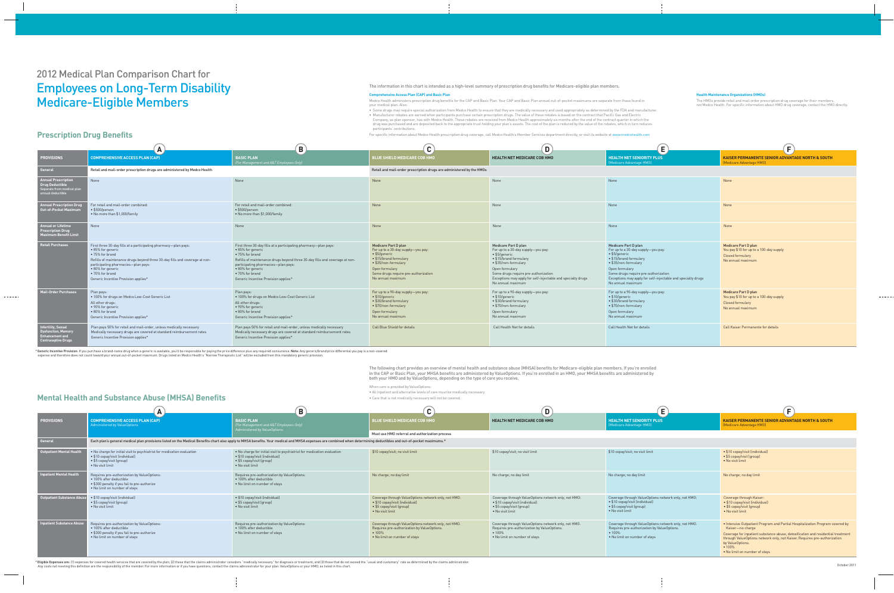# 2012 Medical Plan Comparison Chart for

# Employees on Long-Term Disability Medicare-Eligible Members

The information in this chart is intended as a high-level summary of prescription drug benefits for Medicare-eligible plan members.

**Comprehensive Access Plan (CAP) and Basic Plan**

Medco Health administers prescription drug benefits for the CAP and Basic Plan. Your CAP and Basic Plan annual out-of-pocket maximums are separate from those found in your medical plan. Also:

- Some drugs may require special authorization from Medco Health to ensure that they are medically necessary and used appropriately as determined by the FDA and manufacturer.
- Manufacturer rebates are earned when participants purchase certain prescription drugs. The value of these rebates is based on the contract that Pacific Gas and Electric Company, as plan sponsor, has with Medco Health. These rebates are received from Medco Health approximately six months after the end of the contract quarter in which the drug was purchased and are deposited back to the appropriate trust holding your plan's assets. The cost of the plan is reduced by the value of the rebates, which in turn reduces participants' contributions.

For specific information about Medco Health prescription drug coverage, call Medco Health's Member Services department directly, or visit its website at www.medcohealth.com.

**Health Maintenance Organizations (HMOs)**

The HMOs provide retail and mail-order prescription drug coverage for their members, not Medco Health. For specific information about HMO drug coverage, contact the HMO directly.

## Prescription Drug Benefits

| PROVISIONS | (A) COMPREHENSIVE ACCESS PLAN (CAP) | (B) BASIC PLAN (For Management and A&T Employees Only) | (C) BLUE SHIELD MEDICARE COB HMO | (D) HEALTH NET MEDICARE COB HMO | (E) HEALTH NET SENIORITY PLUS (Medicare Advantage HMO) | (F) KAISER PERMANENTE SENIOR ADVANTAGE NORTH & SOUTH (Medicare Advantage HMO) |
|---|---|---|---|---|---|---|
| General | Retail and mail-order prescription drugs are administered by Medco Health | | Retail and mail-order prescription drugs are administered by the HMOs | | | |
| Annual Prescription Drug Deductible (Separate from medical plan annual deductible) | None | None | None | None | None | None |
| Annual Prescription Drug Out-of-Pocket Maximum | For retail and mail-order combined: • $500/person • No more than $1,000/family | For retail and mail-order combined: • $500/person • No more than $1,000/family | None | None | None | None |
| Annual or Lifetime Prescription Drug Maximum Benefit Limit | None | None | None | None | None | None |
| Retail Purchases | First three 30-day fills at a participating pharmacy—plan pays: • 85% for generic • 75% for brand<br>Refills of maintenance drugs beyond three 30-day fills and coverage at non-participating pharmacies—plan pays: • 80% for generic • 70% for brand<br>Generic Incentive Provision applies* | First three 30-day fills at a participating pharmacy—plan pays: • 85% for generic • 75% for brand<br>Refills of maintenance drugs beyond three 30-day fills and coverage at non-participating pharmacies—plan pays: • 80% for generic • 70% for brand<br>Generic Incentive Provision applies* | Medicare Part D plan<br>For up to a 30-day supply—you pay: • $5/generic • $15/brand formulary • $35/non-formulary<br>Open formulary<br>Some drugs require pre-authorization<br>No annual maximum | Medicare Part D plan<br>For up to a 30-day supply—you pay: • $5/generic • $15/brand formulary • $35/non-formulary<br>Open formulary<br>Some drugs require pre-authorization<br>Exceptions may apply for self-injectable and specialty drugs<br>No annual maximum | Medicare Part D plan<br>For up to a 30-day supply—you pay: • $5/generic • $15/brand formulary • $35/non-formulary<br>Open formulary<br>Some drugs require pre-authorization<br>Exceptions may apply for self-injectable and specialty drugs<br>No annual maximum | Medicare Part D plan<br>You pay $10 for up to a 100-day supply<br>Closed formulary<br>No annual maximum |
| Mail-Order Purchases | Plan pays: • 100% for drugs on Medco Low-Cost Generic List<br>All other drugs: • 90% for generic • 80% for brand<br>Generic Incentive Provision applies* | Plan pays: • 100% for drugs on Medco Low-Cost Generic List<br>All other drugs: • 90% for generic • 80% for brand<br>Generic Incentive Provision applies* | For up to a 90-day supply—you pay: • $10/generic • $30/brand formulary • $70/non-formulary<br>Open formulary<br>No annual maximum | For up to a 90-day supply—you pay: • $10/generic • $30/brand formulary • $70/non-formulary<br>Open formulary<br>No annual maximum | For up to a 90-day supply—you pay: • $10/generic • $30/brand formulary • $70/non-formulary<br>Open formulary<br>No annual maximum | Medicare Part D plan<br>You pay $10 for up to a 100-day supply<br>Closed formulary<br>No annual maximum |
| Infertility, Sexual Dysfunction, Memory Enhancement and Contraceptive Drugs | Plan pays 50% for retail and mail-order, unless medically necessary<br>Medically necessary drugs are covered at standard reimbursement rates<br>Generic Incentive Provision applies* | Plan pays 50% for retail and mail-order, unless medically necessary<br>Medically necessary drugs are covered at standard reimbursement rates<br>Generic Incentive Provision applies* | Call Blue Shield for details | Call Health Net for details | Call Health Net for details | Call Kaiser Permanente for details |

* **Generic Incentive Provision:** If you purchase a brand-name drug when a generic is available, you'll be responsible for paying the price difference plus any required coinsurance. **Note:** Any generic/brand price differential you pay is a non-covered expense and therefore does not count toward your annual out-of-pocket maximum. Drugs listed on Medco Health's "Narrow Therapeutic List" will be excluded from this mandatory generic provision.

## Mental Health and Substance Abuse (MHSA) Benefits

The following chart provides an overview of mental health and substance abuse (MHSA) benefits for Medicare-eligible plan members. If you're enrolled in the CAP or Basic Plan, your MHSA benefits are administered by ValueOptions. If you're enrolled in an HMO, your MHSA benefits are administered by both your HMO and by ValueOptions, depending on the type of care you receive.

When care is provided by ValueOptions:

- All inpatient and alternative levels of care must be medically necessary.
- Care that is not medically necessary will not be covered.

| PROVISIONS | (A) COMPREHENSIVE ACCESS PLAN (CAP) Administered by ValueOptions | (B) BASIC PLAN (For Management and A&T Employees Only) Administered by ValueOptions | (C) BLUE SHIELD MEDICARE COB HMO | (D) HEALTH NET MEDICARE COB HMO | (E) HEALTH NET SENIORITY PLUS (Medicare Advantage HMO) | (F) KAISER PERMANENTE SENIOR ADVANTAGE NORTH & SOUTH (Medicare Advantage HMO) |
|---|---|---|---|---|---|---|
| | | | Must use HMO referral and authorization process | | | |
| General | Each plan's general medical plan provisions listed on the Medical Benefits chart also apply to MHSA benefits. Your medical and MHSA expenses are combined when determining deductibles and out-of-pocket maximums.* | | | | | |
| Outpatient Mental Health | • No charge for initial visit to psychiatrist for medication evaluation • $10 copay/visit (individual) • $5 copay/visit (group) • No visit limit | • No charge for initial visit to psychiatrist for medication evaluation • $10 copay/visit (individual) • $5 copay/visit (group) • No visit limit | $10 copay/visit; no visit limit | $10 copay/visit; no visit limit | $10 copay/visit; no visit limit | • $10 copay/visit (individual) • $5 copay/visit (group) • No visit limit |
| Inpatient Mental Health | Requires pre-authorization by ValueOptions: • 100% after deductible • $300 penalty if you fail to pre-authorize • No limit on number of stays | Requires pre-authorization by ValueOptions: • 100% after deductible • No limit on number of stays | No charge; no day limit | No charge; no day limit | No charge; no day limit | No charge; no day limit |
| Outpatient Substance Abuse | • $10 copay/visit (individual) • $5 copay/visit (group) • No visit limit | • $10 copay/visit (individual) • $5 copay/visit (group) • No visit limit | Coverage through ValueOptions network only, not HMO: • $10 copay/visit (individual) • $5 copay/visit (group) • No visit limit | Coverage through ValueOptions network only, not HMO: • $10 copay/visit (individual) • $5 copay/visit (group) • No visit limit | Coverage through ValueOptions network only, not HMO: • $10 copay/visit (individual) • $5 copay/visit (group) • No visit limit | Coverage through Kaiser: • $10 copay/visit (individual) • $5 copay/visit (group) • No visit limit |
| Inpatient Substance Abuse | Requires pre-authorization by ValueOptions: • 100% after deductible • $300 penalty if you fail to pre-authorize • No limit on number of stays | Requires pre-authorization by ValueOptions: • 100% after deductible • No limit on number of stays | Coverage through ValueOptions network only, not HMO. Requires pre-authorization by ValueOptions. • 100% • No limit on number of stays | Coverage through ValueOptions network only, not HMO. Requires pre-authorization by ValueOptions. • 100% • No limit on number of stays | Coverage through ValueOptions network only, not HMO. Requires pre-authorization by ValueOptions. • 100% • No limit on number of stays | • Intensive Outpatient Program and Partial Hospitalization Program covered by Kaiser—no charge<br>Coverage for inpatient substance abuse, detoxification and residential treatment through ValueOptions network only, not Kaiser. Requires pre-authorization by ValueOptions. • 100% • No limit on number of stays |

* **Eligible Expenses are:** (1) expenses for covered health services that are covered by the plan; (2) those that the claims administrator considers "medically necessary" for diagnosis or treatment; and (3) those that do not exceed the "usual and customary" rate as determined by the claims administrator. Any costs not meeting this definition are the responsibility of the member. For more information or if you have questions, contact the claims administrator for your plan: ValueOptions or your HMO, as listed in this chart.

October 2011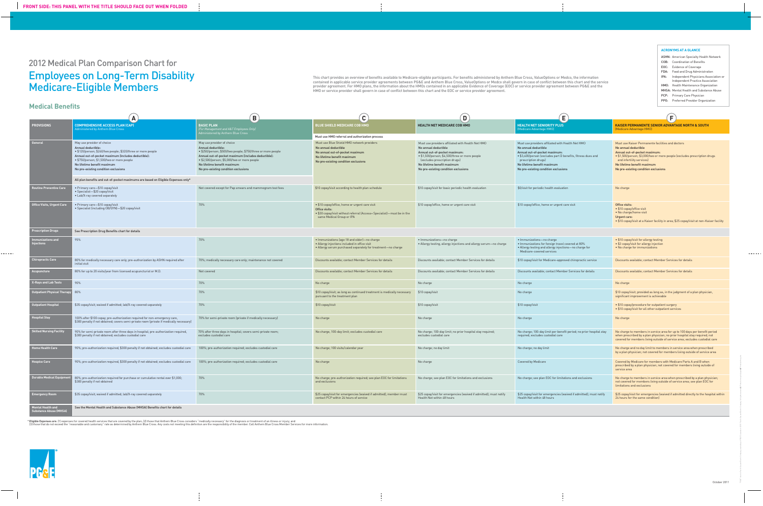FRONT SIDE: THIS PANEL WITH THE TITLE SHOULD FACE OUT WHEN FOLDED

# 2012 Medical Plan Comparison Chart for Employees on Long-Term Disability Medicare-Eligible Members

This chart provides an overview of benefits available to Medicare-eligible participants. For benefits administered by Anthem Blue Cross, ValueOptions or Medco, the information contained in applicable service provider agreements between PG&E and Anthem Blue Cross, ValueOptions or Medco shall govern in case of conflict between this chart and the service provider agreement. For HMO plans, the information about the HMOs contained in an applicable Evidence of Coverage (EOC) or service provider agreement between PG&E and the HMO or service provider shall govern in case of conflict between this chart and the EOC or service provider agreement.

**ACRONYMS AT A GLANCE**

- ASHN: American Specialty Health Network
- COB: Coordination of Benefits
- EOC: Evidence of Coverage
- FDA: Food and Drug Administration
- IPA: Independent Physicians Association or Independent Practice Association
- HMO: Health Maintenance Organization
- MHSA: Mental Health and Substance Abuse
- PCP: Primary Care Physician
- PPO: Preferred Provider Organization

## Medical Benefits

| PROVISIONS | A — COMPREHENSIVE ACCESS PLAN (CAP) Administered by Anthem Blue Cross | B — BASIC PLAN (For Management and A&T Employees Only) Administered by Anthem Blue Cross | C — BLUE SHIELD MEDICARE COB HMO | D — HEALTH NET MEDICARE COB HMO | E — HEALTH NET SENIORITY PLUS (Medicare Advantage HMO) | F — KAISER PERMANENTE SENIOR ADVANTAGE NORTH & SOUTH (Medicare Advantage HMO) |
|---|---|---|---|---|---|---|
| | | | Must use HMO referral and authorization process | | | |
| General | May use provider of choice<br>**Annual deductible:**<br>• $120/person; $240/two people; $320/three or more people<br>**Annual out-of-pocket maximum (includes deductible):**<br>• $750/person; $1,500/two or more people<br>**No lifetime benefit maximum**<br>**No pre-existing condition exclusions**<br>All plan benefits and out-of-pocket maximums are based on Eligible Expenses only* | May use provider of choice<br>**Annual deductible:**<br>• $250/person; $500/two people; $750/three or more people<br>**Annual out-of-pocket maximum (includes deductible):**<br>• $2,500/person; $5,000/two or more people<br>**No lifetime benefit maximum**<br>**No pre-existing condition exclusions** | Must use Blue Shield HMO network providers<br>**No annual deductible**<br>**No annual out-of-pocket maximum**<br>**No lifetime benefit maximum**<br>**No pre-existing condition exclusions** | Must use providers affiliated with Health Net HMO<br>**No annual deductible**<br>**Annual out-of-pocket maximum:**<br>• $1,500/person; $4,500/three or more people (excludes prescription drugs)<br>**No lifetime benefit maximum**<br>**No pre-existing condition exclusions** | Must use providers affiliated with Health Net HMO<br>**No annual deductible**<br>**Annual out-of-pocket maximum:**<br>• $3,400/person (excludes part D benefits, fitness dues and prescription drugs)<br>**No lifetime benefit maximum**<br>**No pre-existing condition exclusions** | Must use Kaiser Permanente facilities and doctors<br>**No annual deductible**<br>**Annual out-of-pocket maximum:**<br>• $1,500/person; $3,000/two or more people (excludes prescription drugs and infertility services)<br>**No lifetime benefit maximum**<br>**No pre-existing condition exclusions** |
| Routine Preventive Care | • Primary care—$10 copay/visit<br>• Specialist—$20 copay/visit<br>• Lab/X-ray covered separately | Not covered except for Pap smears and mammogram test fees | $10 copay/visit according to health plan schedule | $10 copay/visit for basic periodic health evaluation | $0/visit for periodic health evaluation | No charge |
| Office Visits, Urgent Care | • Primary care—$10 copay/visit<br>• Specialist (including OB/GYN)—$20 copay/visit | 70% | • $10 copay/office, home or urgent care visit<br>**Office visits:**<br>• $30 copay/visit without referral (Access+ Specialist)—must be in the same Medical Group or IPA | $10 copay/office, home or urgent care visit | $10 copay/office, home or urgent care visit | **Office visits:**<br>• $10 copay/office visit<br>• No charge/home visit<br>**Urgent care:**<br>• $10 copay/visit at a Kaiser facility in area; $25 copay/visit at non-Kaiser facility |
| Prescription Drugs | See Prescription Drug Benefits chart for details | | | | | |
| Immunizations and Injections | 95% | 70% | • Immunizations (age 18 and older)—no charge<br>• Allergy injections included in office visit<br>• Allergy serum purchased separately for treatment—no charge | • Immunizations—no charge<br>• Allergy testing, allergy injections and allergy serum—no charge | • Immunizations—no charge<br>• Immunizations for foreign travel covered at 80%<br>• Allergy testing and allergy injections—no charge for Medicare-covered services | • $10 copay/visit for allergy testing<br>• $3 copay/visit for allergy injection<br>• No charge for immunizations |
| Chiropractic Care | 80% for medically necessary care only; pre-authorization by ASHN required after initial visit | 70%; medically necessary care only; maintenance not covered | Discounts available; contact Member Services for details | Discounts available; contact Member Services for details | $10 copay/visit for Medicare-approved chiropractic service | Discounts available; contact Member Services for details |
| Acupuncture | 80% for up to 20 visits/year from licensed acupuncturist or M.D. | Not covered | Discounts available; contact Member Services for details | Discounts available; contact Member Services for details | Discounts available; contact Member Services for details | Discounts available; contact Member Services for details |
| X-Rays and Lab Tests | 90% | 70% | No charge | No charge | No charge | No charge |
| Outpatient Physical Therapy | 80% | 70% | $10 copay/visit; as long as continued treatment is medically necessary pursuant to the treatment plan | $10 copay/visit | No charge | $10 copay/visit; provided as long as, in the judgment of a plan physician, significant improvement is achievable |
| Outpatient Hospital | $35 copay/visit; waived if admitted; lab/X-ray covered separately | 70% | $10 copay/visit | $10 copay/visit | $10 copay/visit | • $10 copay/procedure for outpatient surgery<br>• $10 copay/visit for all other outpatient services |
| Hospital Stay | 100% after $100 copay; pre-authorization required for non-emergency care, $300 penalty if not obtained; covers semi-private room (private if medically necessary) | 70% for semi-private room (private if medically necessary) | No charge | No charge | No charge | No charge |
| Skilled Nursing Facility | 90% for semi-private room after three days in hospital; pre-authorization required, $300 penalty if not obtained; excludes custodial care | 70% after three days in hospital; covers semi-private room; excludes custodial care | No charge, 100-day limit; excludes custodial care | No charge; 100-day limit; no prior hospital stay required; excludes custodial care | No charge; 100-day limit per benefit period; no prior hospital stay required; excludes custodial care | No charge to members in service area for up to 100 days per benefit period when prescribed by a plan physician; no prior hospital stay required; not covered for members living outside of service area; excludes custodial care |
| Home Health Care | 90%; pre-authorization required, $300 penalty if not obtained; excludes custodial care | 100%; pre-authorization required; excludes custodial care | No charge; 100 visits/calendar year | No charge; no day limit | No charge; no day limit | No charge and no day limit to members in service area when prescribed by a plan physician; not covered for members living outside of service area |
| Hospice Care | 90%; pre-authorization required, $300 penalty if not obtained; excludes custodial care | 100%; pre-authorization required; excludes custodial care | No charge | No charge | Covered by Medicare | Covered by Medicare for members with Medicare Parts A and B when prescribed by a plan physician; not covered for members living outside of service area |
| Durable Medical Equipment | 80%; pre-authorization required for purchase or cumulative rental over $1,000; $300 penalty if not obtained | 70% | No charge; pre-authorization required; see plan EOC for limitations and exclusions | No charge; see plan EOC for limitations and exclusions | No charge; see plan EOC for limitations and exclusions | No charge to members in service area when prescribed by a plan physician; not covered for members living outside of service area; see plan EOC for limitations and exclusions |
| Emergency Room | $35 copay/visit; waived if admitted; lab/X-ray covered separately | 70% | $25 copay/visit for emergencies (waived if admitted); member must contact PCP within 24 hours of service | $25 copay/visit for emergencies (waived if admitted); must notify Health Net within 48 hours | $25 copay/visit for emergencies (waived if admitted); must notify Health Net within 48 hours | $25 copay/visit for emergencies (waived if admitted directly to the hospital within 24 hours for the same condition) |
| Mental Health and Substance Abuse (MHSA) | See the Mental Health and Substance Abuse (MHSA) Benefits chart for details | | | | | |

* **Eligible Expenses are:** (1) expenses for covered health services that are covered by the plan; (2) those that Anthem Blue Cross considers "medically necessary" for the diagnosis or treatment of an illness or injury; and (3) those that do not exceed the "reasonable and customary" rate as determined by Anthem Blue Cross. Any costs not meeting this definition are the responsibility of the member. Call Anthem Blue Cross Member Services for more information.

October 2011